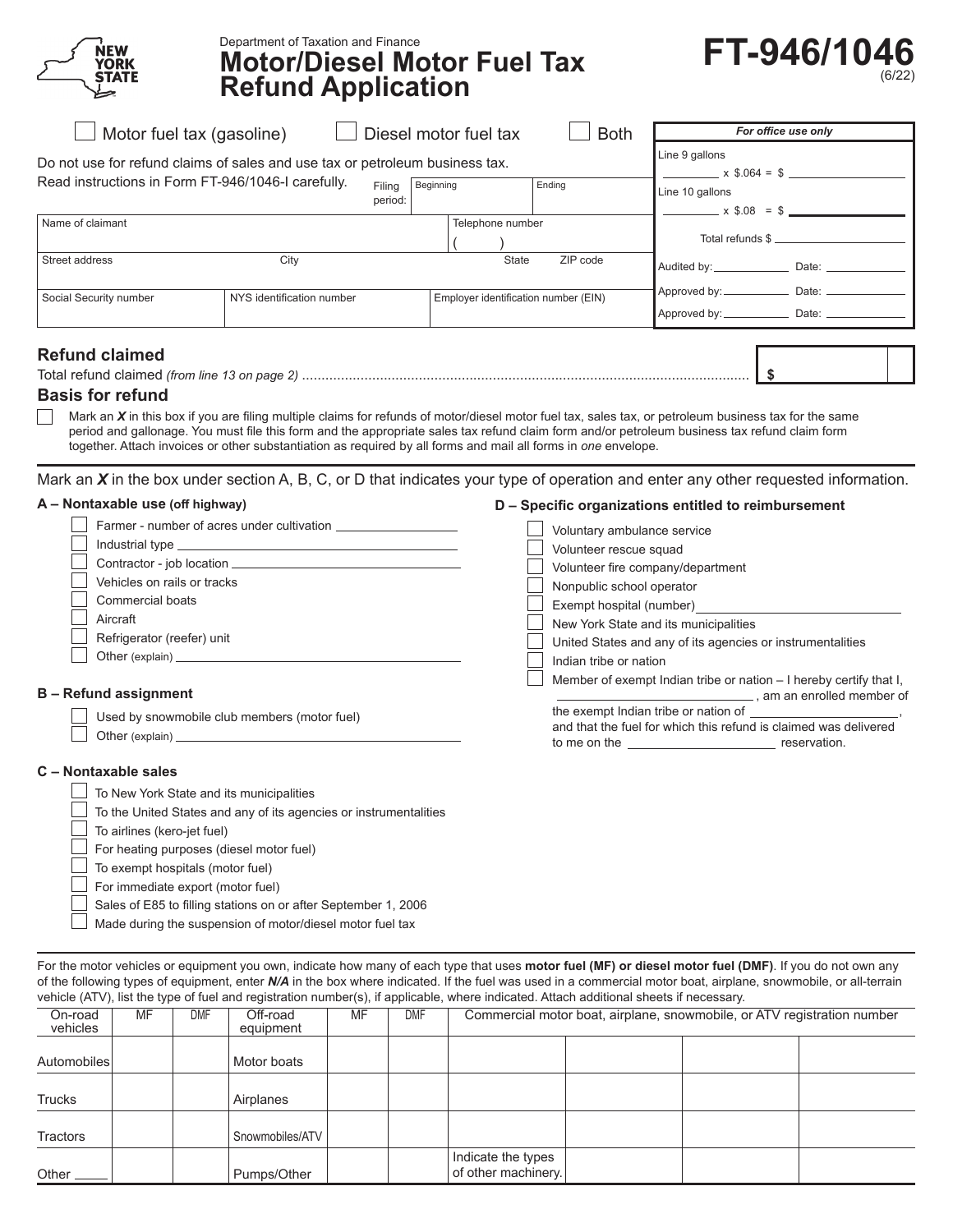Department of Taxation and Finance

# Motor/Diesel Motor Fuel Tax Refund Application

**FT-946/1046** (6/22)

☐ Motor fuel tax (gasoline) ☐ Diesel motor fuel tax ☐ Both

Do not use for refund claims of sales and use tax or petroleum business tax.
Read instructions in Form FT-946/1046-I carefully.

| Filing period: | Beginning | Ending |
|---|---|---|
| | | |

| Name of claimant | | Telephone number ( ) |
|---|---|---|
| Street address | City | State / ZIP code |
| Social Security number | NYS identification number | Employer identification number (EIN) |

| *For office use only* |
|---|
| Line 9 gallons ______ x $.064 = $ ______ |
| Line 10 gallons ______ x $.08 = $ ______ |
| Total refunds $ ______ |
| Audited by: ______ Date: ______ |
| Approved by: ______ Date: ______ |
| Approved by: ______ Date: ______ |

## Refund claimed

Total refund claimed *(from line 13 on page 2)* ........ **$** ______

## Basis for refund

☐ Mark an ***X*** in this box if you are filing multiple claims for refunds of motor/diesel motor fuel tax, sales tax, or petroleum business tax for the same period and gallonage. You must file this form and the appropriate sales tax refund claim form and/or petroleum business tax refund claim form together. Attach invoices or other substantiation as required by all forms and mail all forms in *one* envelope.

Mark an ***X*** in the box under section A, B, C, or D that indicates your type of operation and enter any other requested information.

### A – Nontaxable use (off highway)

- ☐ Farmer - number of acres under cultivation ______
- ☐ Industrial type ______
- ☐ Contractor - job location ______
- ☐ Vehicles on rails or tracks
- ☐ Commercial boats
- ☐ Aircraft
- ☐ Refrigerator (reefer) unit
- ☐ Other (explain) ______

### B – Refund assignment

- ☐ Used by snowmobile club members (motor fuel)
- ☐ Other (explain) ______

### C – Nontaxable sales

- ☐ To New York State and its municipalities
- ☐ To the United States and any of its agencies or instrumentalities
- ☐ To airlines (kero-jet fuel)
- ☐ For heating purposes (diesel motor fuel)
- ☐ To exempt hospitals (motor fuel)
- ☐ For immediate export (motor fuel)
- ☐ Sales of E85 to filling stations on or after September 1, 2006
- ☐ Made during the suspension of motor/diesel motor fuel tax

### D – Specific organizations entitled to reimbursement

- ☐ Voluntary ambulance service
- ☐ Volunteer rescue squad
- ☐ Volunteer fire company/department
- ☐ Nonpublic school operator
- ☐ Exempt hospital (number) ______
- ☐ New York State and its municipalities
- ☐ United States and any of its agencies or instrumentalities
- ☐ Indian tribe or nation
- ☐ Member of exempt Indian tribe or nation – I hereby certify that I, ______, am an enrolled member of the exempt Indian tribe or nation of ______, and that the fuel for which this refund is claimed was delivered to me on the ______ reservation.

For the motor vehicles or equipment you own, indicate how many of each type that uses **motor fuel (MF) or diesel motor fuel (DMF)**. If you do not own any of the following types of equipment, enter ***N/A*** in the box where indicated. If the fuel was used in a commercial motor boat, airplane, snowmobile, or all-terrain vehicle (ATV), list the type of fuel and registration number(s), if applicable, where indicated. Attach additional sheets if necessary.

| On-road vehicles | MF | DMF | Off-road equipment | MF | DMF | Commercial motor boat, airplane, snowmobile, or ATV registration number | | | |
|---|---|---|---|---|---|---|---|---|---|
| Automobiles | | | Motor boats | | | | | | |
| Trucks | | | Airplanes | | | | | | |
| Tractors | | | Snowmobiles/ATV | | | | | | |
| Other ____ | | | Pumps/Other | | | Indicate the types of other machinery. | | | |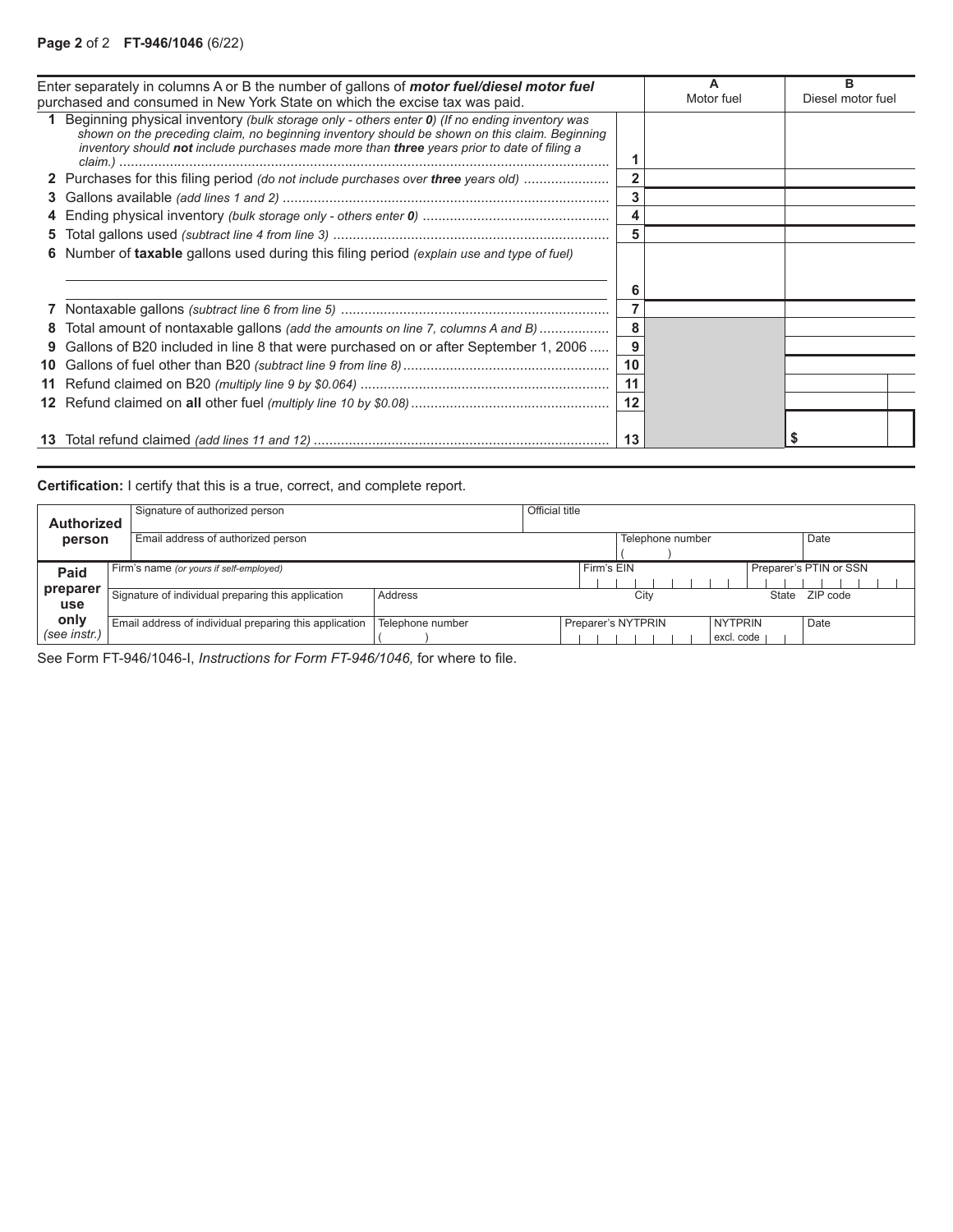| Enter separately in columns A or B the number of gallons of ***motor fuel/diesel motor fuel*** purchased and consumed in New York State on which the excise tax was paid. | | A Motor fuel | B Diesel motor fuel |
|---|---|---|---|
| **1** Beginning physical inventory *(bulk storage only - others enter **0**) (If no ending inventory was shown on the preceding claim, no beginning inventory should be shown on this claim. Beginning inventory should **not** include purchases made more than **three** years prior to date of filing a claim.)* | 1 | | |
| **2** Purchases for this filing period *(do not include purchases over **three** years old)* | 2 | | |
| **3** Gallons available *(add lines 1 and 2)* | 3 | | |
| **4** Ending physical inventory *(bulk storage only - others enter **0**)* | 4 | | |
| **5** Total gallons used *(subtract line 4 from line 3)* | 5 | | |
| **6** Number of **taxable** gallons used during this filing period *(explain use and type of fuel)* | 6 | | |
| **7** Nontaxable gallons *(subtract line 6 from line 5)* | 7 | | |
| **8** Total amount of nontaxable gallons *(add the amounts on line 7, columns A and B)* | 8 | | |
| **9** Gallons of B20 included in line 8 that were purchased on or after September 1, 2006 | 9 | | |
| **10** Gallons of fuel other than B20 *(subtract line 9 from line 8)* | 10 | | |
| **11** Refund claimed on B20 *(multiply line 9 by $0.064)* | 11 | | |
| **12** Refund claimed on **all** other fuel *(multiply line 10 by $0.08)* | 12 | | |
| **13** Total refund claimed *(add lines 11 and 12)* | 13 | | $ |

**Certification:** I certify that this is a true, correct, and complete report.

| | | | | |
|---|---|---|---|---|
| **Authorized person** | Signature of authorized person | Official title | | |
| | Email address of authorized person | | Telephone number ( ) | Date |
| **Paid preparer use only** *(see instr.)* | Firm's name *(or yours if self-employed)* | | Firm's EIN | Preparer's PTIN or SSN |
| | Signature of individual preparing this application | Address | City | State ZIP code |
| | Email address of individual preparing this application | Telephone number ( ) | Preparer's NYTPRIN | NYTPRIN excl. code / Date |

See Form FT-946/1046-I, *Instructions for Form FT-946/1046,* for where to file.